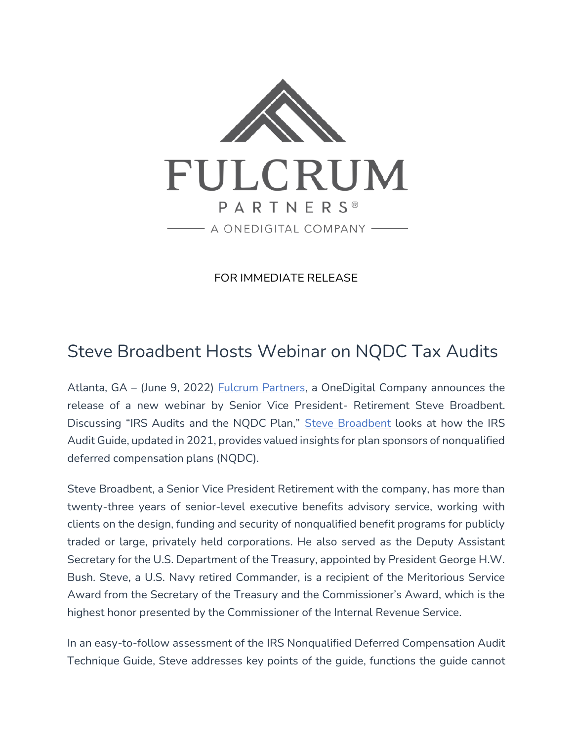FULCRUM

PARTNERS®

A ONEDIGITAL COMPANY

FOR IMMEDIATE RELEASE

# Steve Broadbent Hosts Webinar on NQDC Tax Audits

Atlanta, GA – (June 9, 2022) [Fulcrum Partners], a OneDigital Company announces the release of a new webinar by Senior Vice President- Retirement Steve Broadbent. Discussing "IRS Audits and the NQDC Plan," [Steve Broadbent] looks at how the IRS Audit Guide, updated in 2021, provides valued insights for plan sponsors of nonqualified deferred compensation plans (NQDC).

Steve Broadbent, a Senior Vice President Retirement with the company, has more than twenty-three years of senior-level executive benefits advisory service, working with clients on the design, funding and security of nonqualified benefit programs for publicly traded or large, privately held corporations. He also served as the Deputy Assistant Secretary for the U.S. Department of the Treasury, appointed by President George H.W. Bush. Steve, a U.S. Navy retired Commander, is a recipient of the Meritorious Service Award from the Secretary of the Treasury and the Commissioner's Award, which is the highest honor presented by the Commissioner of the Internal Revenue Service.

In an easy-to-follow assessment of the IRS Nonqualified Deferred Compensation Audit Technique Guide, Steve addresses key points of the guide, functions the guide cannot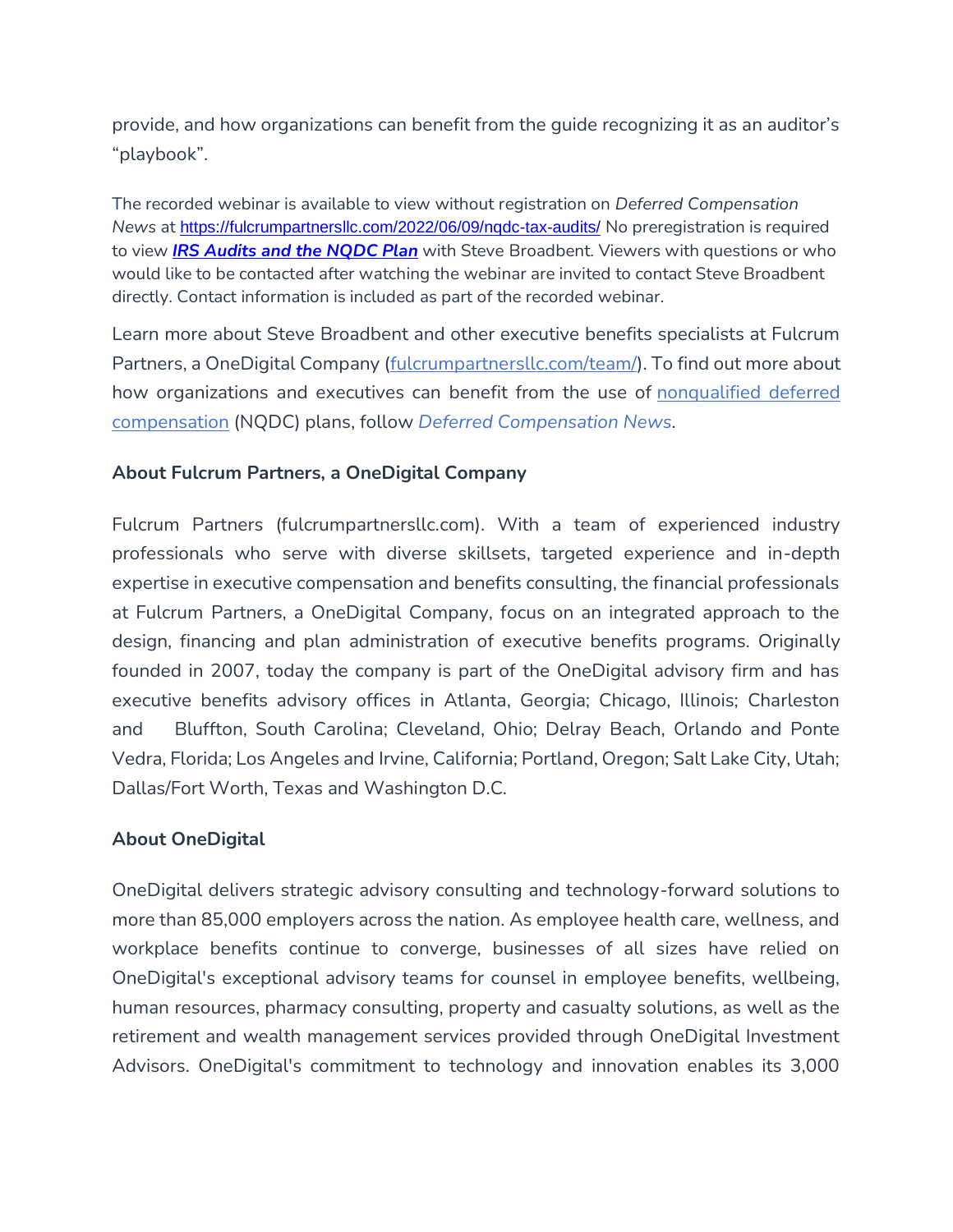provide, and how organizations can benefit from the guide recognizing it as an auditor's "playbook".

The recorded webinar is available to view without registration on *Deferred Compensation News* at https://fulcrumpartnersllc.com/2022/06/09/nqdc-tax-audits/ No preregistration is required to view ***IRS Audits and the NQDC Plan*** with Steve Broadbent. Viewers with questions or who would like to be contacted after watching the webinar are invited to contact Steve Broadbent directly. Contact information is included as part of the recorded webinar.

Learn more about Steve Broadbent and other executive benefits specialists at Fulcrum Partners, a OneDigital Company (fulcrumpartnersllc.com/team/). To find out more about how organizations and executives can benefit from the use of nonqualified deferred compensation (NQDC) plans, follow *Deferred Compensation News*.

**About Fulcrum Partners, a OneDigital Company**

Fulcrum Partners (fulcrumpartnersllc.com). With a team of experienced industry professionals who serve with diverse skillsets, targeted experience and in-depth expertise in executive compensation and benefits consulting, the financial professionals at Fulcrum Partners, a OneDigital Company, focus on an integrated approach to the design, financing and plan administration of executive benefits programs. Originally founded in 2007, today the company is part of the OneDigital advisory firm and has executive benefits advisory offices in Atlanta, Georgia; Chicago, Illinois; Charleston and Bluffton, South Carolina; Cleveland, Ohio; Delray Beach, Orlando and Ponte Vedra, Florida; Los Angeles and Irvine, California; Portland, Oregon; Salt Lake City, Utah; Dallas/Fort Worth, Texas and Washington D.C.

**About OneDigital**

OneDigital delivers strategic advisory consulting and technology-forward solutions to more than 85,000 employers across the nation. As employee health care, wellness, and workplace benefits continue to converge, businesses of all sizes have relied on OneDigital's exceptional advisory teams for counsel in employee benefits, wellbeing, human resources, pharmacy consulting, property and casualty solutions, as well as the retirement and wealth management services provided through OneDigital Investment Advisors. OneDigital's commitment to technology and innovation enables its 3,000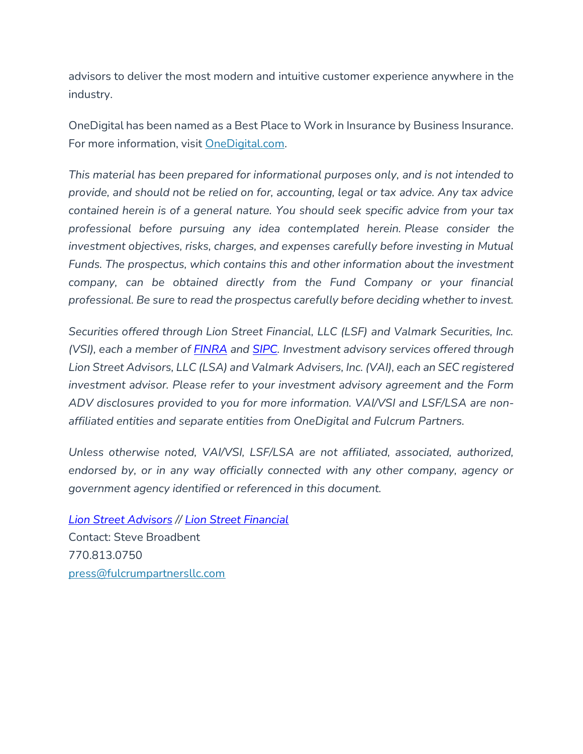advisors to deliver the most modern and intuitive customer experience anywhere in the industry.

OneDigital has been named as a Best Place to Work in Insurance by Business Insurance. For more information, visit [OneDigital.com](OneDigital.com).

*This material has been prepared for informational purposes only, and is not intended to provide, and should not be relied on for, accounting, legal or tax advice. Any tax advice contained herein is of a general nature. You should seek specific advice from your tax professional before pursuing any idea contemplated herein. Please consider the investment objectives, risks, charges, and expenses carefully before investing in Mutual Funds. The prospectus, which contains this and other information about the investment company, can be obtained directly from the Fund Company or your financial professional. Be sure to read the prospectus carefully before deciding whether to invest.*

*Securities offered through Lion Street Financial, LLC (LSF) and Valmark Securities, Inc. (VSI), each a member of FINRA and SIPC. Investment advisory services offered through Lion Street Advisors, LLC (LSA) and Valmark Advisers, Inc. (VAI), each an SEC registered investment advisor. Please refer to your investment advisory agreement and the Form ADV disclosures provided to you for more information. VAI/VSI and LSF/LSA are non-affiliated entities and separate entities from OneDigital and Fulcrum Partners.*

*Unless otherwise noted, VAI/VSI, LSF/LSA are not affiliated, associated, authorized, endorsed by, or in any way officially connected with any other company, agency or government agency identified or referenced in this document.*

*Lion Street Advisors // Lion Street Financial*
Contact: Steve Broadbent
770.813.0750
press@fulcrumpartnersllc.com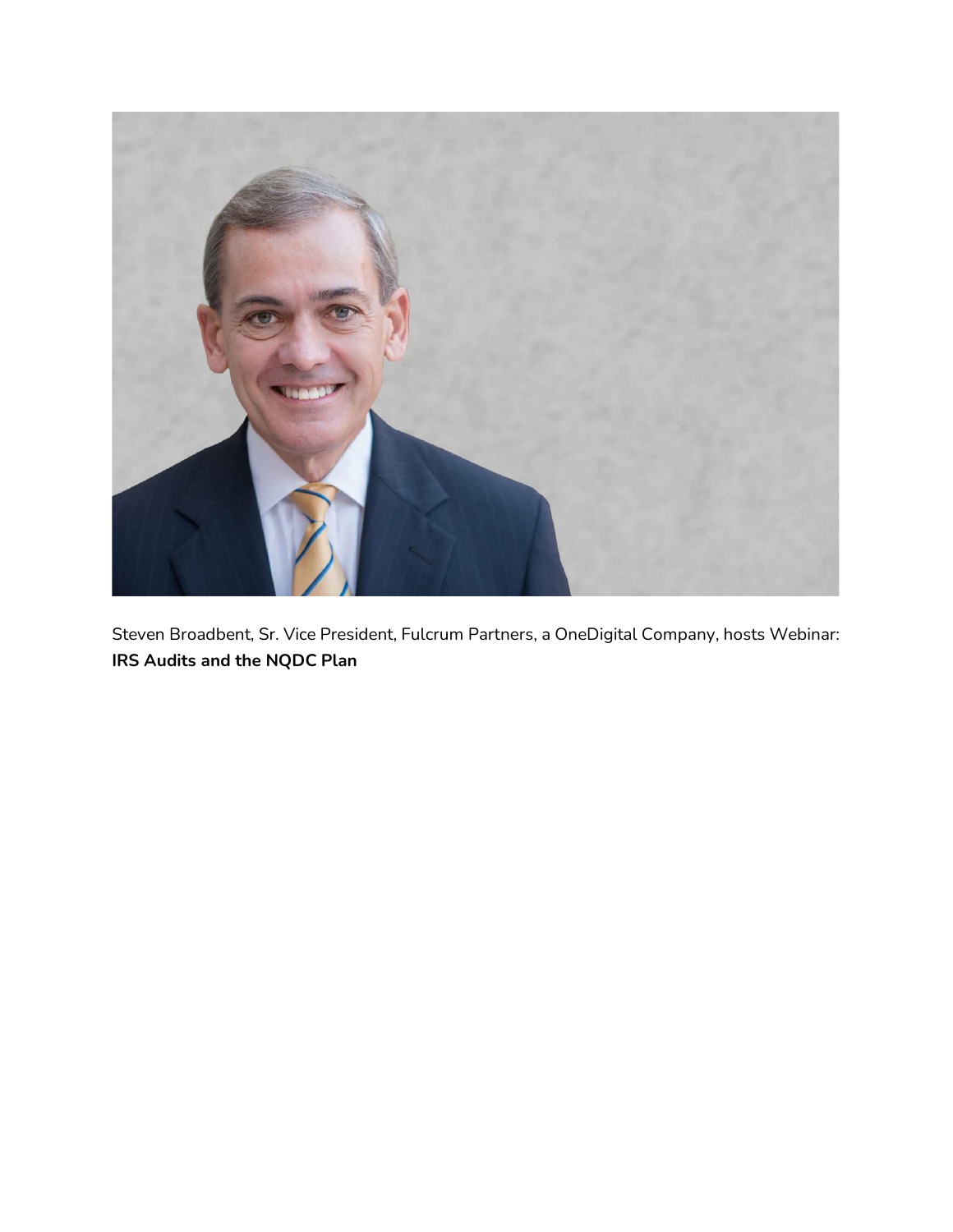Steven Broadbent, Sr. Vice President, Fulcrum Partners, a OneDigital Company, hosts Webinar: **IRS Audits and the NQDC Plan**